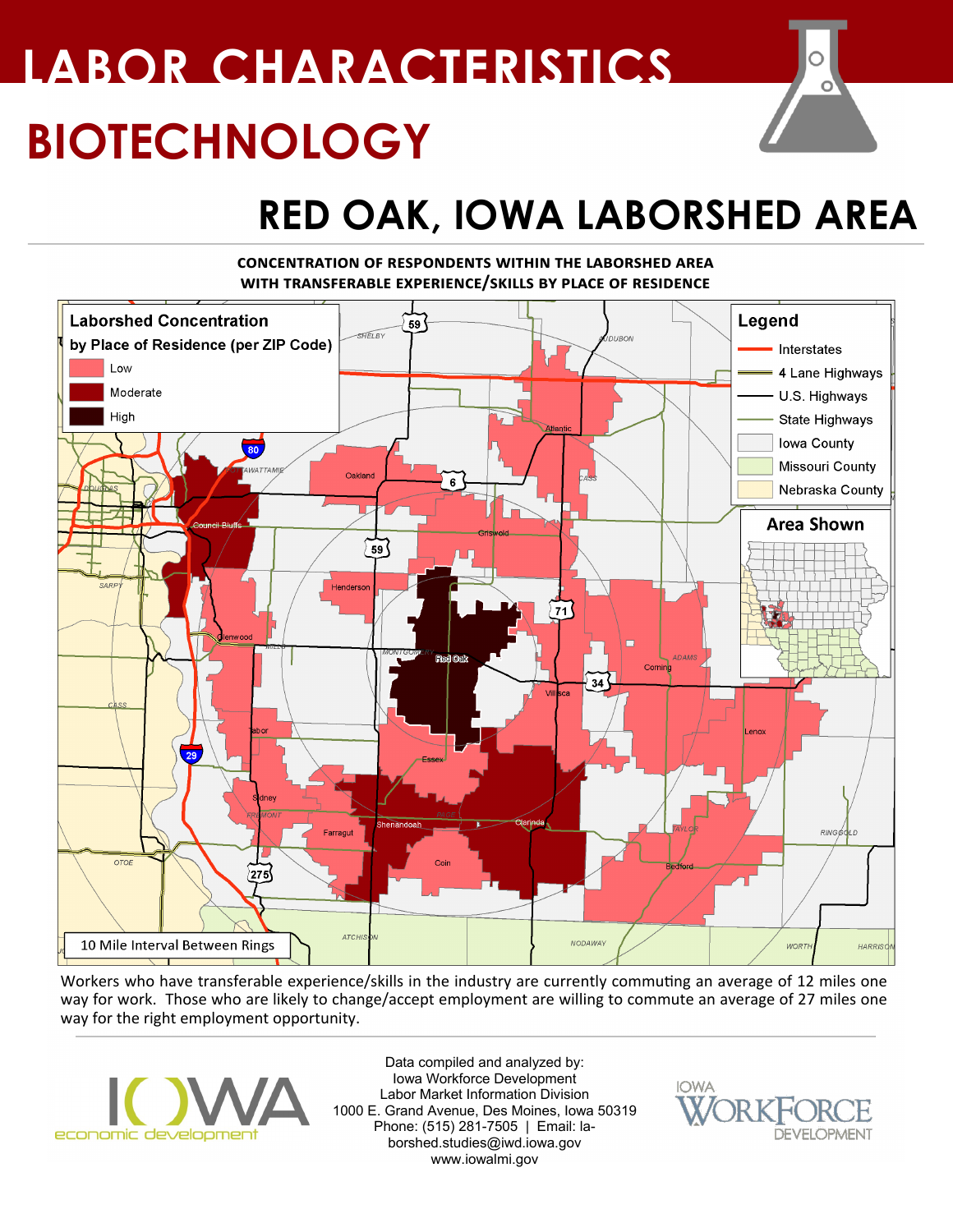# LABOR CHARACTERISTICS

# BIOTECHNOLOGY

## RED OAK, IOWA LABORSHED AREA

**CONCENTRATION OF RESPONDENTS WITHIN THE LABORSHED AREA WITH TRANSFERABLE EXPERIENCE/SKILLS BY PLACE OF RESIDENCE**

Workers who have transferable experience/skills in the industry are currently commuting an average of 12 miles one way for work. Those who are likely to change/accept employment are willing to commute an average of 27 miles one way for the right employment opportunity.

Data compiled and analyzed by:
Iowa Workforce Development
Labor Market Information Division
1000 E. Grand Avenue, Des Moines, Iowa 50319
Phone: (515) 281-7505 | Email: laborshed.studies@iwd.iowa.gov
www.iowalmi.gov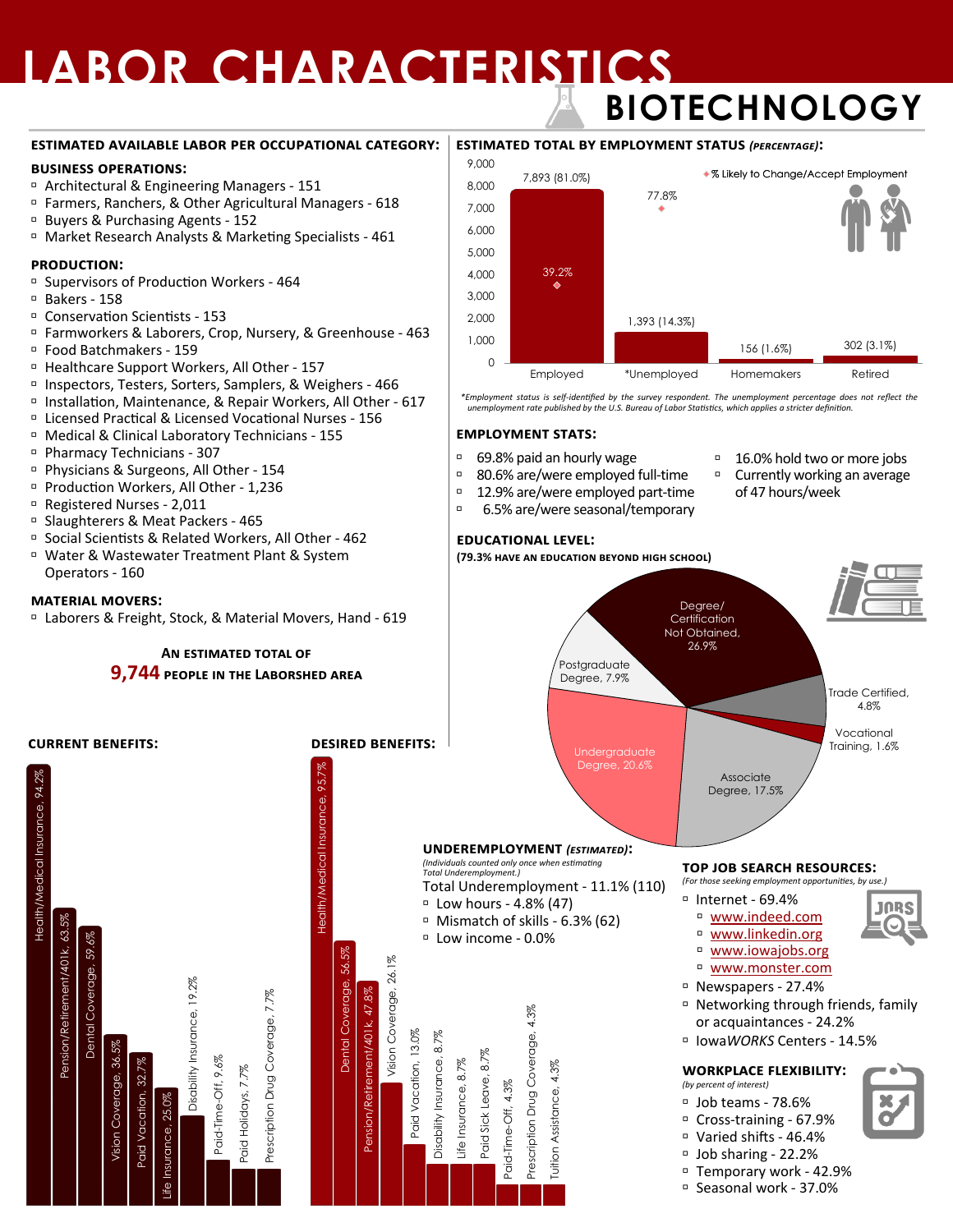# LABOR CHARACTERISTICS

## BIOTECHNOLOGY

### ESTIMATED AVAILABLE LABOR PER OCCUPATIONAL CATEGORY:

**BUSINESS OPERATIONS:**
- Architectural & Engineering Managers - 151
- Farmers, Ranchers, & Other Agricultural Managers - 618
- Buyers & Purchasing Agents - 152
- Market Research Analysts & Marketing Specialists - 461

**PRODUCTION:**
- Supervisors of Production Workers - 464
- Bakers - 158
- Conservation Scientists - 153
- Farmworkers & Laborers, Crop, Nursery, & Greenhouse - 463
- Food Batchmakers - 159
- Healthcare Support Workers, All Other - 157
- Inspectors, Testers, Sorters, Samplers, & Weighers - 466
- Installation, Maintenance, & Repair Workers, All Other - 617
- Licensed Practical & Licensed Vocational Nurses - 156
- Medical & Clinical Laboratory Technicians - 155
- Pharmacy Technicians - 307
- Physicians & Surgeons, All Other - 154
- Production Workers, All Other - 1,236
- Registered Nurses - 2,011
- Slaughterers & Meat Packers - 465
- Social Scientists & Related Workers, All Other - 462
- Water & Wastewater Treatment Plant & System Operators - 160

**MATERIAL MOVERS:**
- Laborers & Freight, Stock, & Material Movers, Hand - 619

**AN ESTIMATED TOTAL OF 9,744 PEOPLE IN THE LABORSHED AREA**

### ESTIMATED TOTAL BY EMPLOYMENT STATUS *(PERCENTAGE)*:

| Status | Total | ◆ % Likely to Change/Accept Employment |
|---|---|---|
| Employed | 7,893 (81.0%) | 39.2% |
| *Unemployed | 1,393 (14.3%) | 77.8% |
| Homemakers | 156 (1.6%) | |
| Retired | 302 (3.1%) | |

*\*Employment status is self-identified by the survey respondent. The unemployment percentage does not reflect the unemployment rate published by the U.S. Bureau of Labor Statistics, which applies a stricter definition.*

### EMPLOYMENT STATS:
- 69.8% paid an hourly wage
- 80.6% are/were employed full-time
- 12.9% are/were employed part-time
- 6.5% are/were seasonal/temporary
- 16.0% hold two or more jobs
- Currently working an average of 47 hours/week

### EDUCATIONAL LEVEL:
**(79.3% HAVE AN EDUCATION BEYOND HIGH SCHOOL)**

- Degree/Certification Not Obtained, 26.9%
- Trade Certified, 4.8%
- Vocational Training, 1.6%
- Associate Degree, 17.5%
- Undergraduate Degree, 20.6%
- Postgraduate Degree, 7.9%

### CURRENT BENEFITS:
- Health/Medical Insurance, 94.2%
- Pension/Retirement/401k, 63.5%
- Dental Coverage, 59.6%
- Vision Coverage, 36.5%
- Paid Vacation, 32.7%
- Life Insurance, 25.0%
- Disability Insurance, 19.2%
- Paid-Time-Off, 9.6%
- Paid Holidays, 7.7%
- Prescription Drug Coverage, 7.7%

### DESIRED BENEFITS:
- Health/Medical Insurance, 95.7%
- Dental Coverage, 56.5%
- Pension/Retirement/401k, 47.8%
- Vision Coverage, 26.1%
- Paid Vacation, 13.0%
- Disability Insurance, 8.7%
- Life Insurance, 8.7%
- Paid Sick Leave, 8.7%
- Paid-Time-Off, 4.3%
- Prescription Drug Coverage, 4.3%
- Tuition Assistance, 4.3%

### UNDEREMPLOYMENT *(ESTIMATED)*:
*(Individuals counted only once when estimating Total Underemployment.)*

Total Underemployment - 11.1% (110)
- Low hours - 4.8% (47)
- Mismatch of skills - 6.3% (62)
- Low income - 0.0%

### TOP JOB SEARCH RESOURCES:
*(For those seeking employment opportunities, by use.)*
- Internet - 69.4%
  - www.indeed.com
  - www.linkedin.org
  - www.iowajobs.org
  - www.monster.com
- Newspapers - 27.4%
- Networking through friends, family or acquaintances - 24.2%
- Iowa*WORKS* Centers - 14.5%

### WORKPLACE FLEXIBILITY:
*(by percent of interest)*
- Job teams - 78.6%
- Cross-training - 67.9%
- Varied shifts - 46.4%
- Job sharing - 22.2%
- Temporary work - 42.9%
- Seasonal work - 37.0%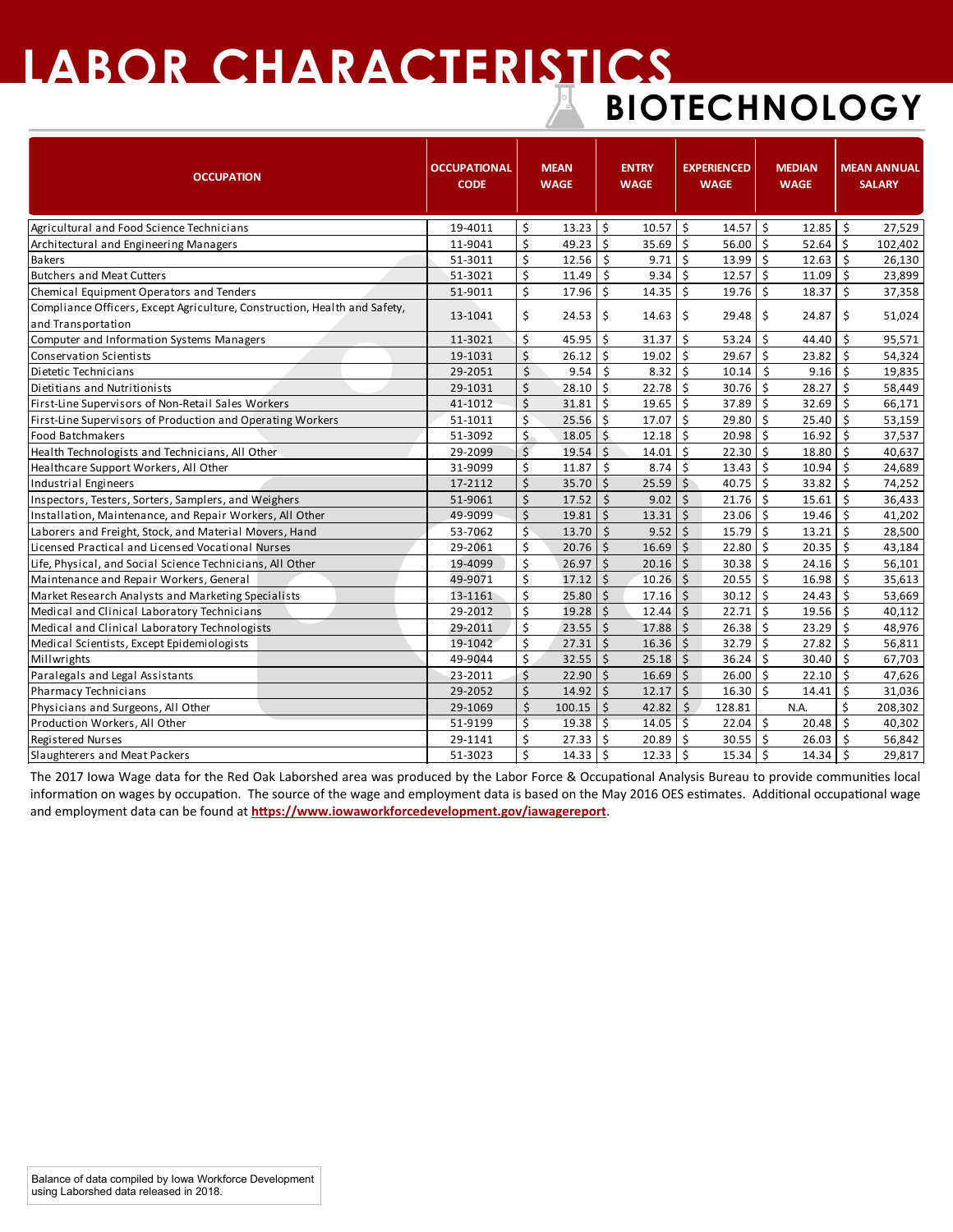# LABOR CHARACTERISTICS

## BIOTECHNOLOGY

| OCCUPATION | OCCUPATIONAL CODE | MEAN WAGE | ENTRY WAGE | EXPERIENCED WAGE | MEDIAN WAGE | MEAN ANNUAL SALARY |
|---|---|---|---|---|---|---|
| Agricultural and Food Science Technicians | 19-4011 | $ 13.23 | $ 10.57 | $ 14.57 | $ 12.85 | $ 27,529 |
| Architectural and Engineering Managers | 11-9041 | $ 49.23 | $ 35.69 | $ 56.00 | $ 52.64 | $ 102,402 |
| Bakers | 51-3011 | $ 12.56 | $ 9.71 | $ 13.99 | $ 12.63 | $ 26,130 |
| Butchers and Meat Cutters | 51-3021 | $ 11.49 | $ 9.34 | $ 12.57 | $ 11.09 | $ 23,899 |
| Chemical Equipment Operators and Tenders | 51-9011 | $ 17.96 | $ 14.35 | $ 19.76 | $ 18.37 | $ 37,358 |
| Compliance Officers, Except Agriculture, Construction, Health and Safety, and Transportation | 13-1041 | $ 24.53 | $ 14.63 | $ 29.48 | $ 24.87 | $ 51,024 |
| Computer and Information Systems Managers | 11-3021 | $ 45.95 | $ 31.37 | $ 53.24 | $ 44.40 | $ 95,571 |
| Conservation Scientists | 19-1031 | $ 26.12 | $ 19.02 | $ 29.67 | $ 23.82 | $ 54,324 |
| Dietetic Technicians | 29-2051 | $ 9.54 | $ 8.32 | $ 10.14 | $ 9.16 | $ 19,835 |
| Dietitians and Nutritionists | 29-1031 | $ 28.10 | $ 22.78 | $ 30.76 | $ 28.27 | $ 58,449 |
| First-Line Supervisors of Non-Retail Sales Workers | 41-1012 | $ 31.81 | $ 19.65 | $ 37.89 | $ 32.69 | $ 66,171 |
| First-Line Supervisors of Production and Operating Workers | 51-1011 | $ 25.56 | $ 17.07 | $ 29.80 | $ 25.40 | $ 53,159 |
| Food Batchmakers | 51-3092 | $ 18.05 | $ 12.18 | $ 20.98 | $ 16.92 | $ 37,537 |
| Health Technologists and Technicians, All Other | 29-2099 | $ 19.54 | $ 14.01 | $ 22.30 | $ 18.80 | $ 40,637 |
| Healthcare Support Workers, All Other | 31-9099 | $ 11.87 | $ 8.74 | $ 13.43 | $ 10.94 | $ 24,689 |
| Industrial Engineers | 17-2112 | $ 35.70 | $ 25.59 | $ 40.75 | $ 33.82 | $ 74,252 |
| Inspectors, Testers, Sorters, Samplers, and Weighers | 51-9061 | $ 17.52 | $ 9.02 | $ 21.76 | $ 15.61 | $ 36,433 |
| Installation, Maintenance, and Repair Workers, All Other | 49-9099 | $ 19.81 | $ 13.31 | $ 23.06 | $ 19.46 | $ 41,202 |
| Laborers and Freight, Stock, and Material Movers, Hand | 53-7062 | $ 13.70 | $ 9.52 | $ 15.79 | $ 13.21 | $ 28,500 |
| Licensed Practical and Licensed Vocational Nurses | 29-2061 | $ 20.76 | $ 16.69 | $ 22.80 | $ 20.35 | $ 43,184 |
| Life, Physical, and Social Science Technicians, All Other | 19-4099 | $ 26.97 | $ 20.16 | $ 30.38 | $ 24.16 | $ 56,101 |
| Maintenance and Repair Workers, General | 49-9071 | $ 17.12 | $ 10.26 | $ 20.55 | $ 16.98 | $ 35,613 |
| Market Research Analysts and Marketing Specialists | 13-1161 | $ 25.80 | $ 17.16 | $ 30.12 | $ 24.43 | $ 53,669 |
| Medical and Clinical Laboratory Technicians | 29-2012 | $ 19.28 | $ 12.44 | $ 22.71 | $ 19.56 | $ 40,112 |
| Medical and Clinical Laboratory Technologists | 29-2011 | $ 23.55 | $ 17.88 | $ 26.38 | $ 23.29 | $ 48,976 |
| Medical Scientists, Except Epidemiologists | 19-1042 | $ 27.31 | $ 16.36 | $ 32.79 | $ 27.82 | $ 56,811 |
| Millwrights | 49-9044 | $ 32.55 | $ 25.18 | $ 36.24 | $ 30.40 | $ 67,703 |
| Paralegals and Legal Assistants | 23-2011 | $ 22.90 | $ 16.69 | $ 26.00 | $ 22.10 | $ 47,626 |
| Pharmacy Technicians | 29-2052 | $ 14.92 | $ 12.17 | $ 16.30 | $ 14.41 | $ 31,036 |
| Physicians and Surgeons, All Other | 29-1069 | $ 100.15 | $ 42.82 | $ 128.81 | N.A. | $ 208,302 |
| Production Workers, All Other | 51-9199 | $ 19.38 | $ 14.05 | $ 22.04 | $ 20.48 | $ 40,302 |
| Registered Nurses | 29-1141 | $ 27.33 | $ 20.89 | $ 30.55 | $ 26.03 | $ 56,842 |
| Slaughterers and Meat Packers | 51-3023 | $ 14.33 | $ 12.33 | $ 15.34 | $ 14.34 | $ 29,817 |

The 2017 Iowa Wage data for the Red Oak Laborshed area was produced by the Labor Force & Occupational Analysis Bureau to provide communities local information on wages by occupation. The source of the wage and employment data is based on the May 2016 OES estimates. Additional occupational wage and employment data can be found at **https://www.iowaworkforcedevelopment.gov/iawagereport**.

Balance of data compiled by Iowa Workforce Development using Laborshed data released in 2018.